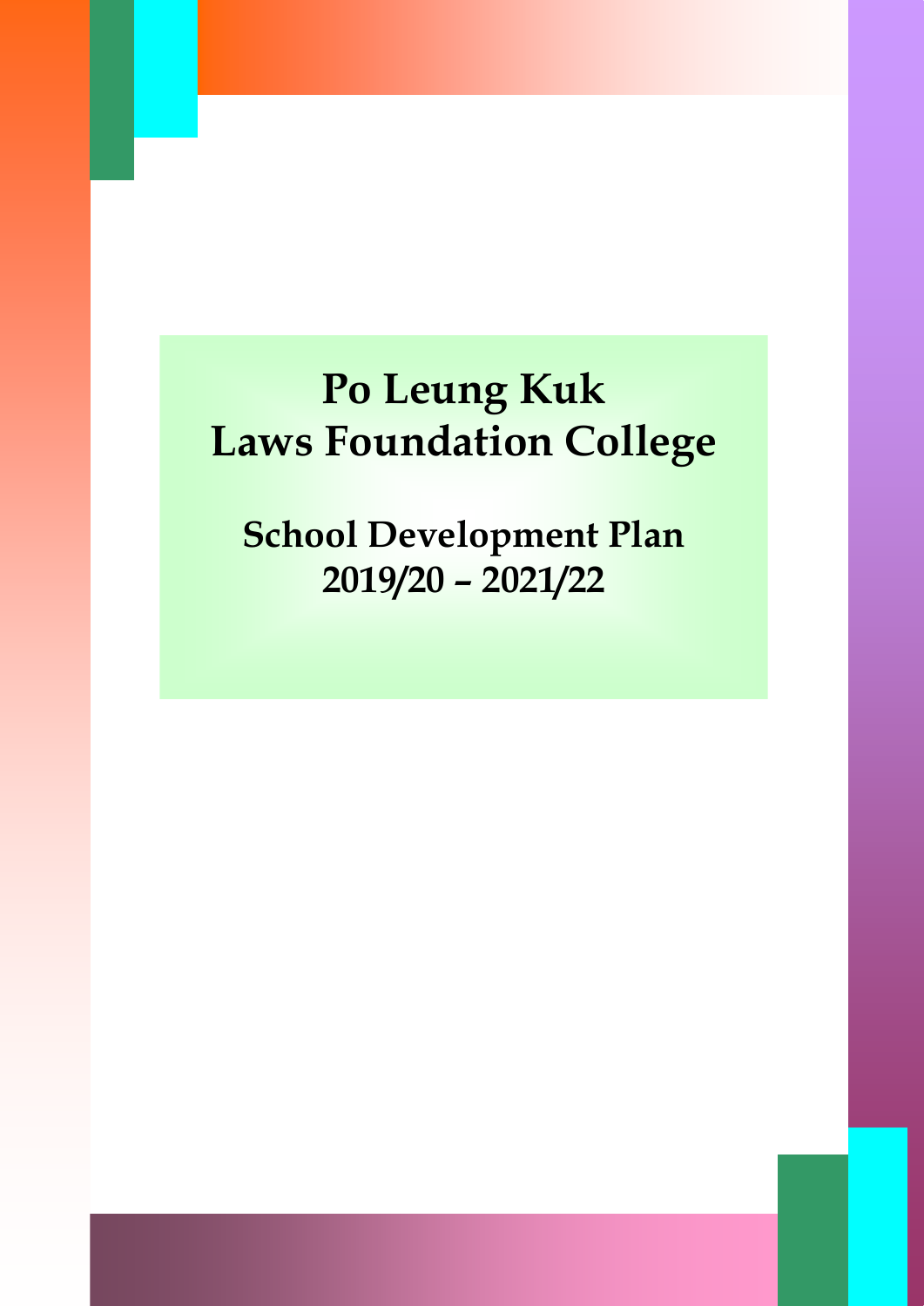# Po Leung Kuk
# Laws Foundation College

## School Development Plan
## 2019/20 – 2021/22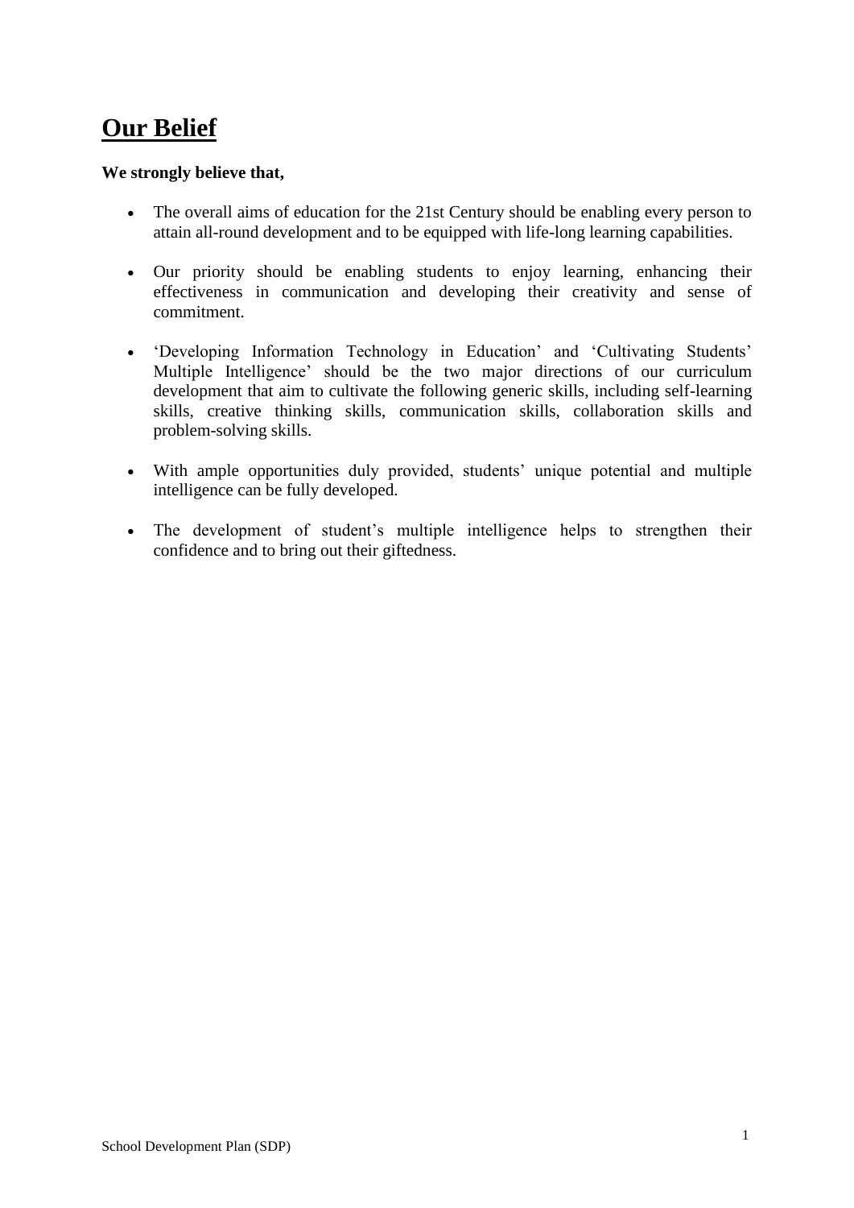# Our Belief

**We strongly believe that,**

- The overall aims of education for the 21st Century should be enabling every person to attain all-round development and to be equipped with life-long learning capabilities.

- Our priority should be enabling students to enjoy learning, enhancing their effectiveness in communication and developing their creativity and sense of commitment.

- 'Developing Information Technology in Education' and 'Cultivating Students' Multiple Intelligence' should be the two major directions of our curriculum development that aim to cultivate the following generic skills, including self-learning skills, creative thinking skills, communication skills, collaboration skills and problem-solving skills.

- With ample opportunities duly provided, students' unique potential and multiple intelligence can be fully developed.

- The development of student's multiple intelligence helps to strengthen their confidence and to bring out their giftedness.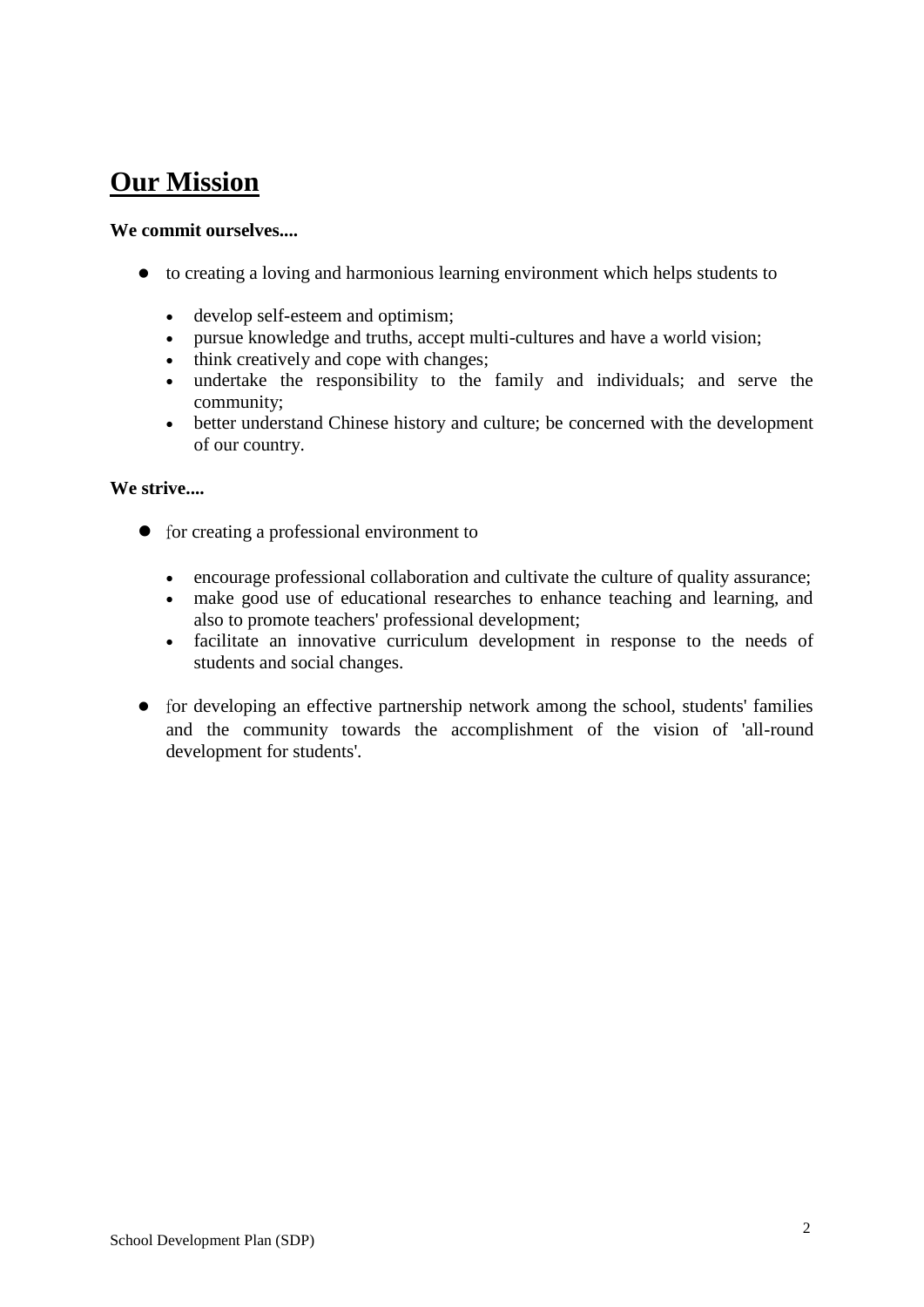# **Our Mission**

**We commit ourselves....**

- to creating a loving and harmonious learning environment which helps students to
    - develop self-esteem and optimism;
    - pursue knowledge and truths, accept multi-cultures and have a world vision;
    - think creatively and cope with changes;
    - undertake the responsibility to the family and individuals; and serve the community;
    - better understand Chinese history and culture; be concerned with the development of our country.

**We strive....**

- for creating a professional environment to
    - encourage professional collaboration and cultivate the culture of quality assurance;
    - make good use of educational researches to enhance teaching and learning, and also to promote teachers' professional development;
    - facilitate an innovative curriculum development in response to the needs of students and social changes.

- for developing an effective partnership network among the school, students' families and the community towards the accomplishment of the vision of 'all-round development for students'.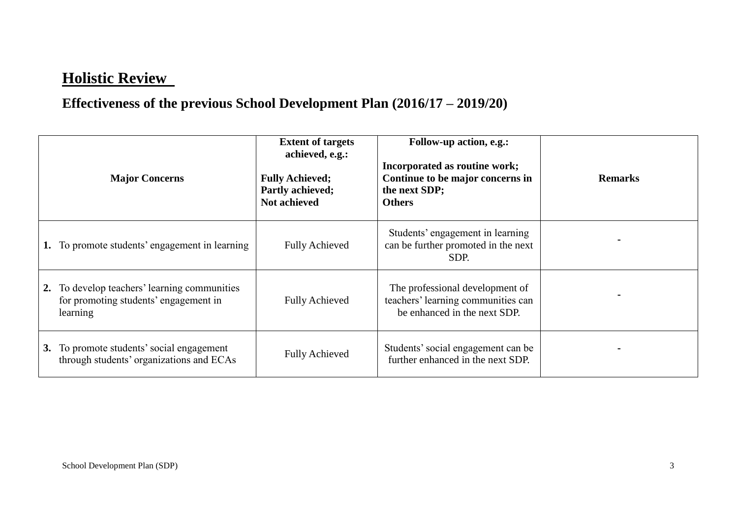## Holistic Review

### Effectiveness of the previous School Development Plan (2016/17 – 2019/20)

| Major Concerns | Extent of targets achieved, e.g.: **Fully Achieved; Partly achieved; Not achieved** | Follow-up action, e.g.: **Incorporated as routine work; Continue to be major concerns in the next SDP; Others** | Remarks |
|---|---|---|---|
| **1.** To promote students' engagement in learning | Fully Achieved | Students' engagement in learning can be further promoted in the next SDP. | - |
| **2.** To develop teachers' learning communities for promoting students' engagement in learning | Fully Achieved | The professional development of teachers' learning communities can be enhanced in the next SDP. | - |
| **3.** To promote students' social engagement through students' organizations and ECAs | Fully Achieved | Students' social engagement can be further enhanced in the next SDP. | - |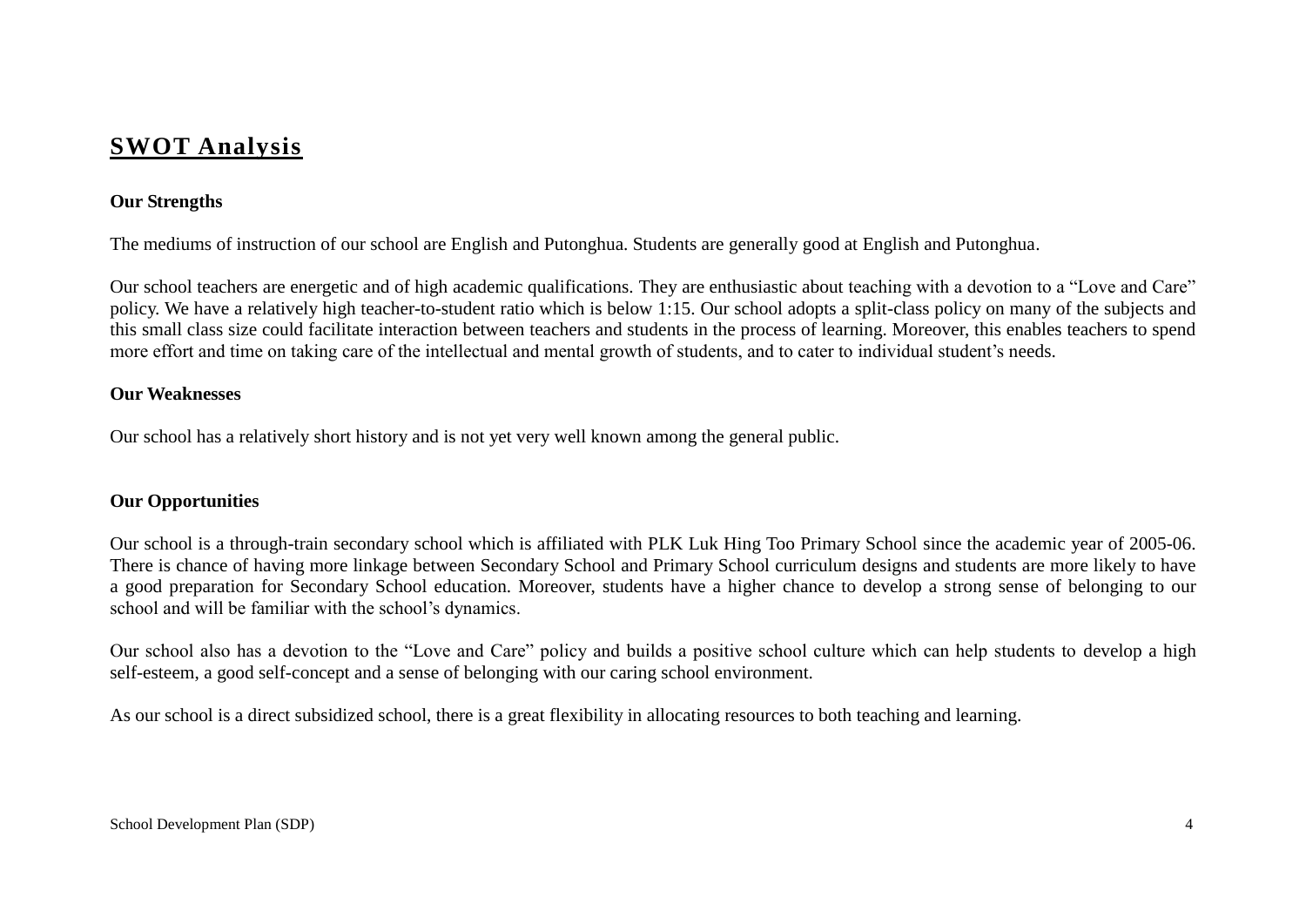# SWOT Analysis

**Our Strengths**

The mediums of instruction of our school are English and Putonghua. Students are generally good at English and Putonghua.

Our school teachers are energetic and of high academic qualifications. They are enthusiastic about teaching with a devotion to a "Love and Care" policy. We have a relatively high teacher-to-student ratio which is below 1:15. Our school adopts a split-class policy on many of the subjects and this small class size could facilitate interaction between teachers and students in the process of learning. Moreover, this enables teachers to spend more effort and time on taking care of the intellectual and mental growth of students, and to cater to individual student's needs.

**Our Weaknesses**

Our school has a relatively short history and is not yet very well known among the general public.

**Our Opportunities**

Our school is a through-train secondary school which is affiliated with PLK Luk Hing Too Primary School since the academic year of 2005-06. There is chance of having more linkage between Secondary School and Primary School curriculum designs and students are more likely to have a good preparation for Secondary School education. Moreover, students have a higher chance to develop a strong sense of belonging to our school and will be familiar with the school's dynamics.

Our school also has a devotion to the "Love and Care" policy and builds a positive school culture which can help students to develop a high self-esteem, a good self-concept and a sense of belonging with our caring school environment.

As our school is a direct subsidized school, there is a great flexibility in allocating resources to both teaching and learning.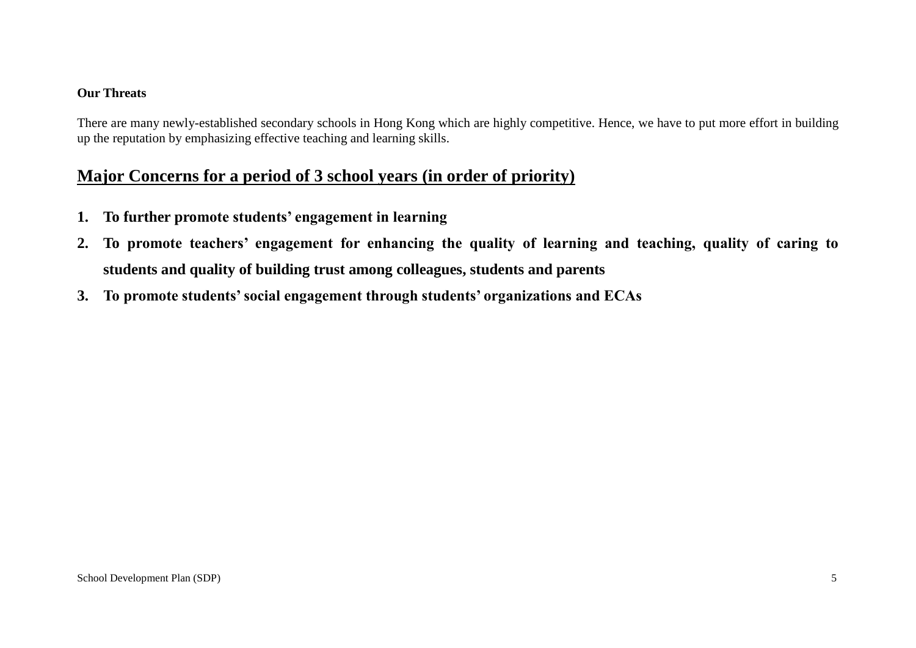**Our Threats**

There are many newly-established secondary schools in Hong Kong which are highly competitive. Hence, we have to put more effort in building up the reputation by emphasizing effective teaching and learning skills.

## Major Concerns for a period of 3 school years (in order of priority)

1. **To further promote students' engagement in learning**
2. **To promote teachers' engagement for enhancing the quality of learning and teaching, quality of caring to students and quality of building trust among colleagues, students and parents**
3. **To promote students' social engagement through students' organizations and ECAs**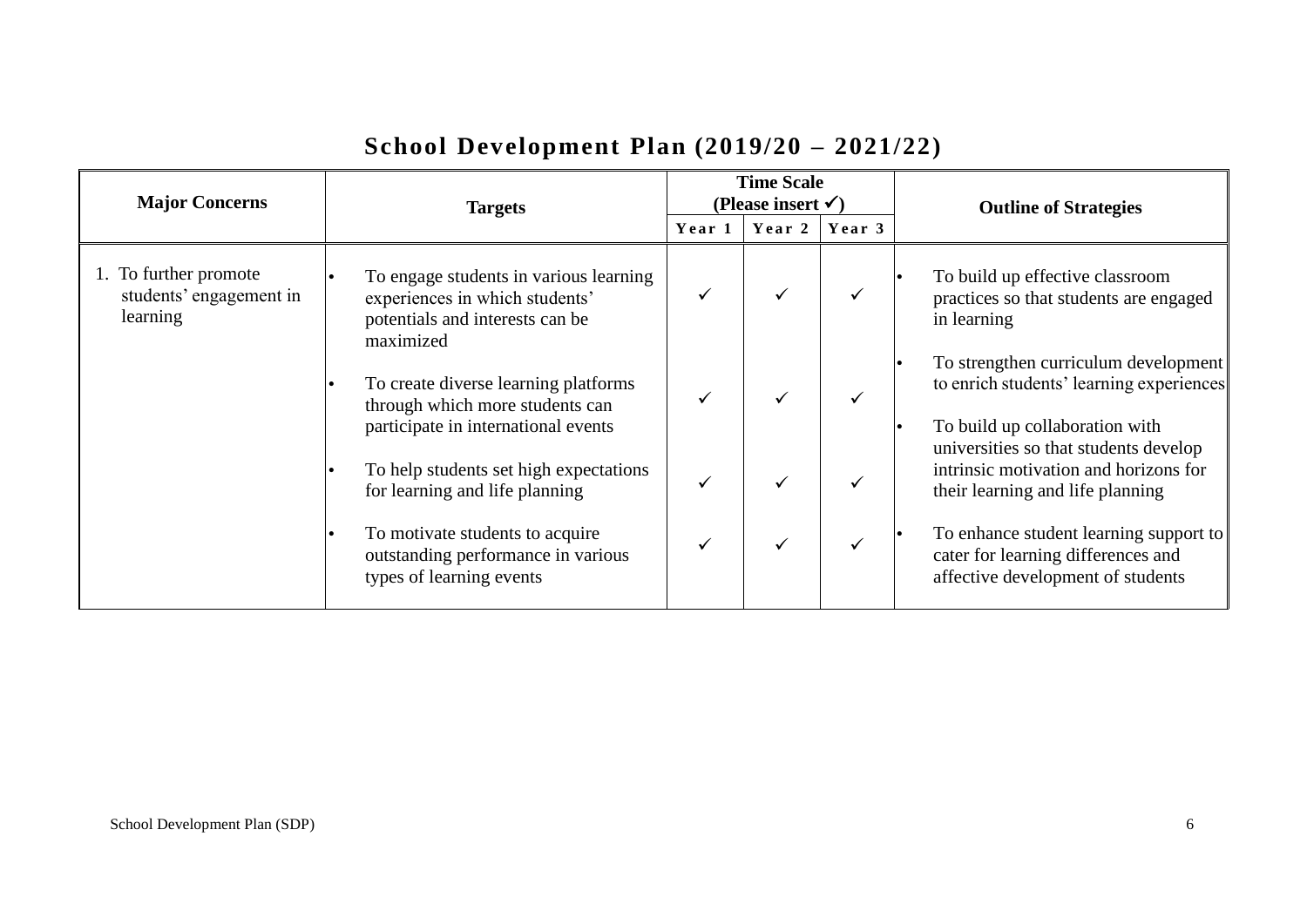# School Development Plan (2019/20 – 2021/22)

| Major Concerns | Targets | Time Scale (Please insert ✓) | | | Outline of Strategies |
|---|---|---|---|---|---|
| | | Year 1 | Year 2 | Year 3 | |
| 1. To further promote students' engagement in learning | • To engage students in various learning experiences in which students' potentials and interests can be maximized | ✓ | ✓ | ✓ | • To build up effective classroom practices so that students are engaged in learning |
| | • To create diverse learning platforms through which more students can participate in international events | ✓ | ✓ | ✓ | • To strengthen curriculum development to enrich students' learning experiences |
| | • To help students set high expectations for learning and life planning | ✓ | ✓ | ✓ | • To build up collaboration with universities so that students develop intrinsic motivation and horizons for their learning and life planning |
| | • To motivate students to acquire outstanding performance in various types of learning events | ✓ | ✓ | ✓ | • To enhance student learning support to cater for learning differences and affective development of students |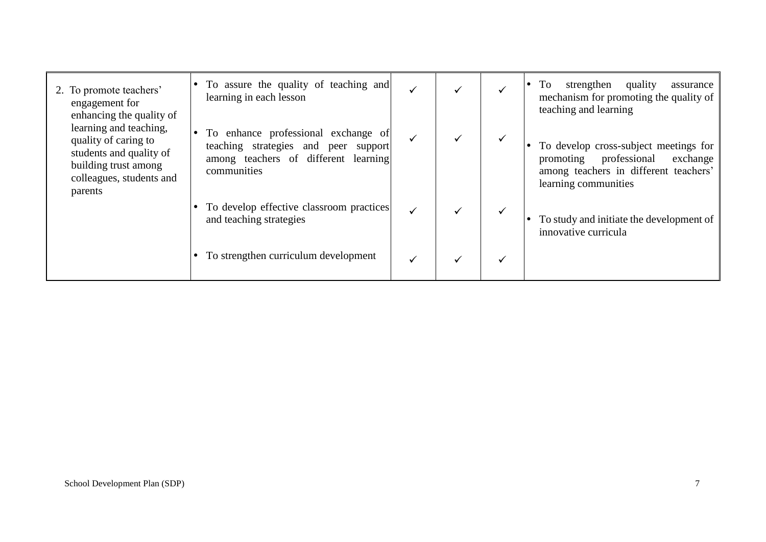| | | | | | |
|---|---|---|---|---|---|
| 2. To promote teachers' engagement for enhancing the quality of learning and teaching, quality of caring to students and quality of building trust among colleagues, students and parents | • To assure the quality of teaching and learning in each lesson | ✓ | ✓ | ✓ | • To strengthen quality assurance mechanism for promoting the quality of teaching and learning |
| | • To enhance professional exchange of teaching strategies and peer support among teachers of different learning communities | ✓ | ✓ | ✓ | • To develop cross-subject meetings for promoting professional exchange among teachers in different teachers' learning communities |
| | • To develop effective classroom practices and teaching strategies | ✓ | ✓ | ✓ | • To study and initiate the development of innovative curricula |
| | • To strengthen curriculum development | ✓ | ✓ | ✓ | |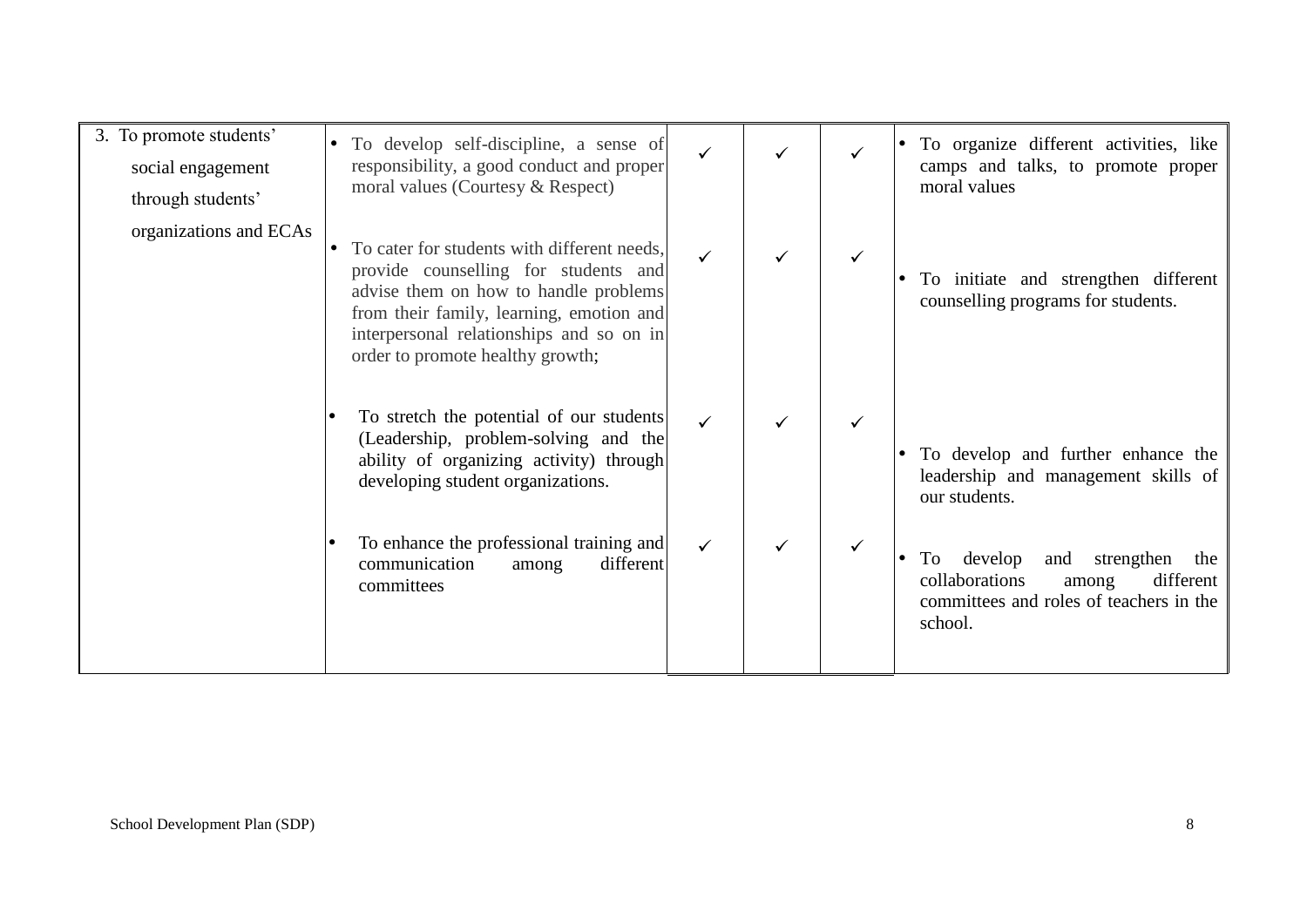| | | | | | |
|---|---|---|---|---|---|
| 3. To promote students' social engagement through students' organizations and ECAs | • To develop self-discipline, a sense of responsibility, a good conduct and proper moral values (Courtesy & Respect) | ✓ | ✓ | ✓ | • To organize different activities, like camps and talks, to promote proper moral values |
| | • To cater for students with different needs, provide counselling for students and advise them on how to handle problems from their family, learning, emotion and interpersonal relationships and so on in order to promote healthy growth; | ✓ | ✓ | ✓ | • To initiate and strengthen different counselling programs for students. |
| | • To stretch the potential of our students (Leadership, problem-solving and the ability of organizing activity) through developing student organizations. | ✓ | ✓ | ✓ | • To develop and further enhance the leadership and management skills of our students. |
| | • To enhance the professional training and communication among different committees | ✓ | ✓ | ✓ | • To develop and strengthen the collaborations among different committees and roles of teachers in the school. |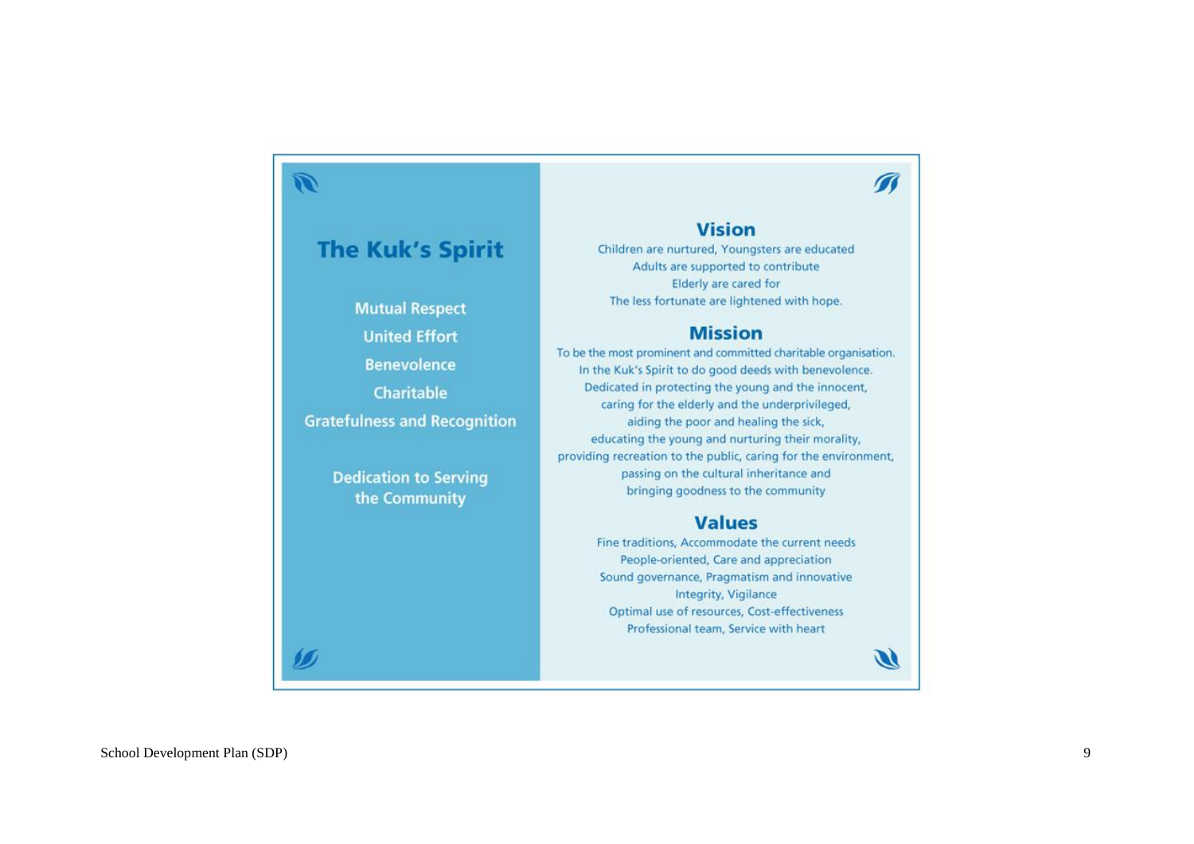# The Kuk's Spirit

**Mutual Respect**

**United Effort**

**Benevolence**

**Charitable**

**Gratefulness and Recognition**

**Dedication to Serving the Community**

## Vision

Children are nurtured, Youngsters are educated
Adults are supported to contribute
Elderly are cared for
The less fortunate are lightened with hope.

## Mission

To be the most prominent and committed charitable organisation.
In the Kuk's Spirit to do good deeds with benevolence.
Dedicated in protecting the young and the innocent,
caring for the elderly and the underprivileged,
aiding the poor and healing the sick,
educating the young and nurturing their morality,
providing recreation to the public, caring for the environment,
passing on the cultural inheritance and
bringing goodness to the community

## Values

Fine traditions, Accommodate the current needs
People-oriented, Care and appreciation
Sound governance, Pragmatism and innovative
Integrity, Vigilance
Optimal use of resources, Cost-effectiveness
Professional team, Service with heart